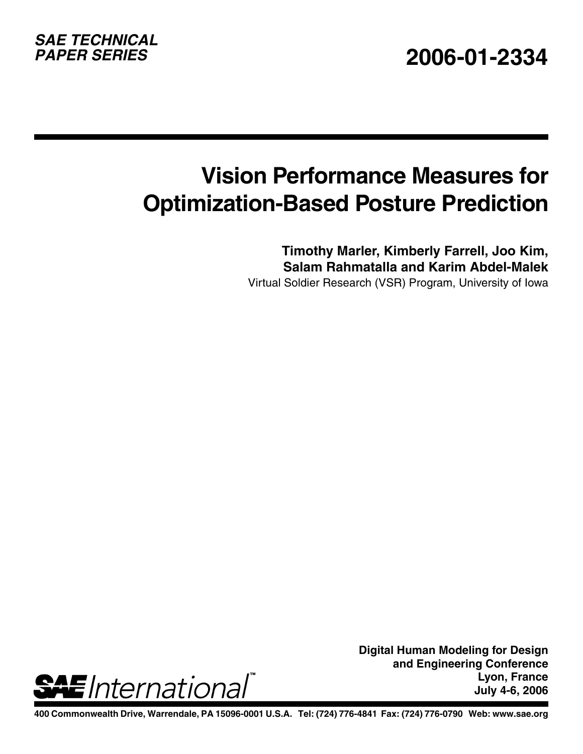**SAE TECHNICAL PAPER SERIES**

**2006-01-2334**

# Vision Performance Measures for Optimization-Based Posture Prediction

**Timothy Marler, Kimberly Farrell, Joo Kim, Salam Rahmatalla and Karim Abdel-Malek**

Virtual Soldier Research (VSR) Program, University of Iowa

**Digital Human Modeling for Design and Engineering Conference**
**Lyon, France**
**July 4-6, 2006**

SAE International™

**400 Commonwealth Drive, Warrendale, PA 15096-0001 U.S.A. Tel: (724) 776-4841 Fax: (724) 776-0790 Web: www.sae.org**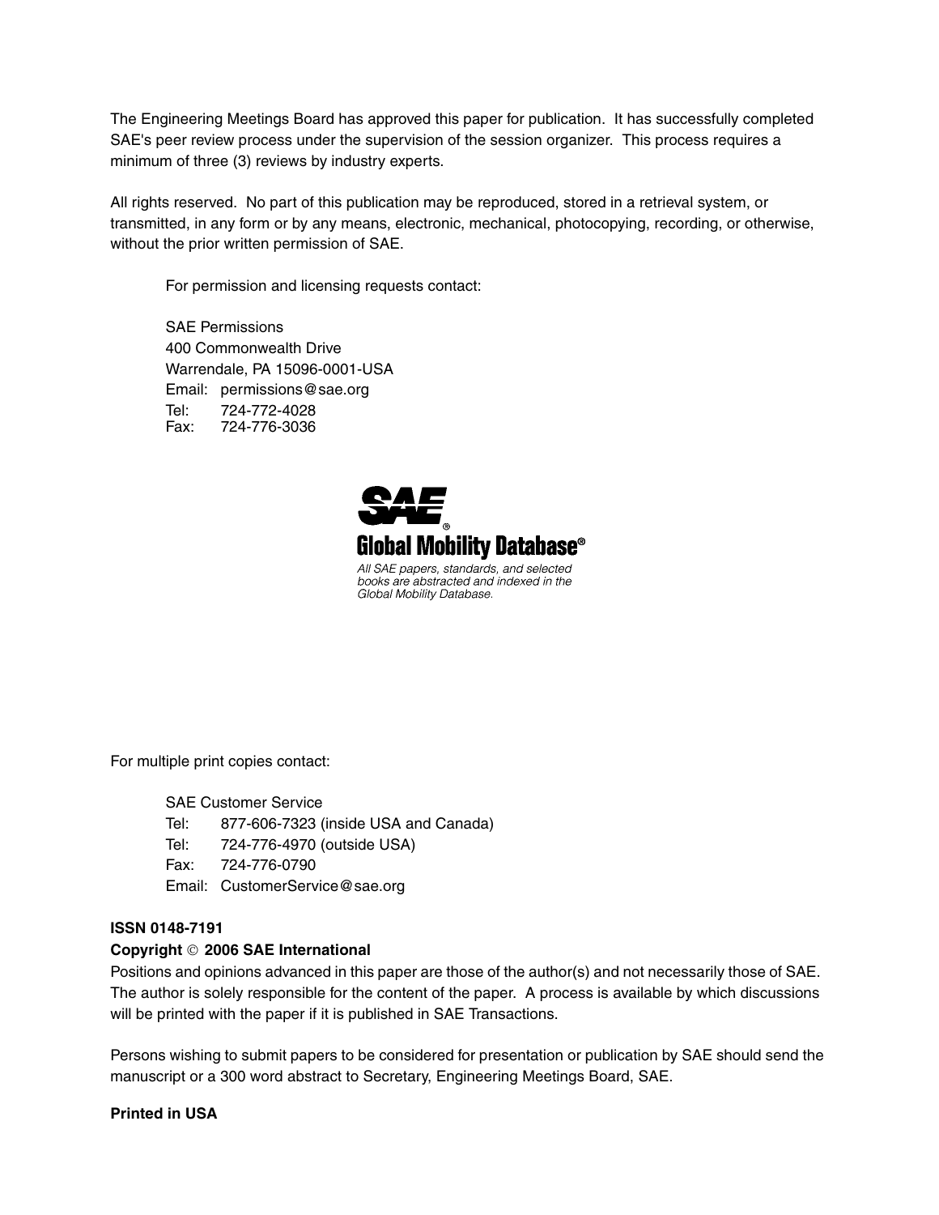The Engineering Meetings Board has approved this paper for publication. It has successfully completed SAE's peer review process under the supervision of the session organizer. This process requires a minimum of three (3) reviews by industry experts.

All rights reserved. No part of this publication may be reproduced, stored in a retrieval system, or transmitted, in any form or by any means, electronic, mechanical, photocopying, recording, or otherwise, without the prior written permission of SAE.

For permission and licensing requests contact:

SAE Permissions
400 Commonwealth Drive
Warrendale, PA 15096-0001-USA
Email: permissions@sae.org
Tel: 724-772-4028
Fax: 724-776-3036

SAE®
Global Mobility Database®

*All SAE papers, standards, and selected books are abstracted and indexed in the Global Mobility Database.*

For multiple print copies contact:

SAE Customer Service
Tel: 877-606-7323 (inside USA and Canada)
Tel: 724-776-4970 (outside USA)
Fax: 724-776-0790
Email: CustomerService@sae.org

**ISSN 0148-7191**

**Copyright © 2006 SAE International**

Positions and opinions advanced in this paper are those of the author(s) and not necessarily those of SAE. The author is solely responsible for the content of the paper. A process is available by which discussions will be printed with the paper if it is published in SAE Transactions.

Persons wishing to submit papers to be considered for presentation or publication by SAE should send the manuscript or a 300 word abstract to Secretary, Engineering Meetings Board, SAE.

**Printed in USA**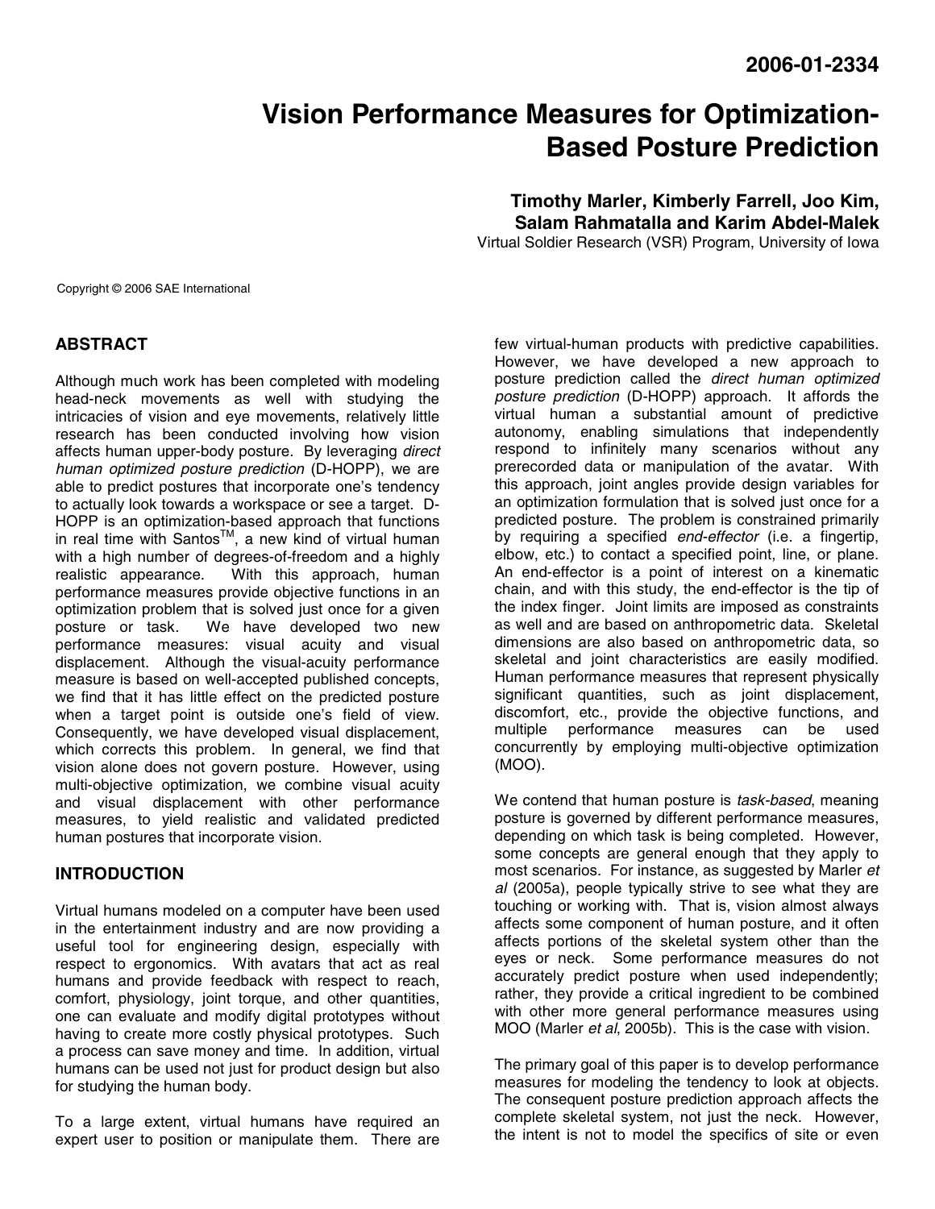**2006-01-2334**

# Vision Performance Measures for Optimization-Based Posture Prediction

**Timothy Marler, Kimberly Farrell, Joo Kim, Salam Rahmatalla and Karim Abdel-Malek**

Virtual Soldier Research (VSR) Program, University of Iowa

Copyright © 2006 SAE International

## ABSTRACT

Although much work has been completed with modeling head-neck movements as well with studying the intricacies of vision and eye movements, relatively little research has been conducted involving how vision affects human upper-body posture. By leveraging *direct human optimized posture prediction* (D-HOPP), we are able to predict postures that incorporate one's tendency to actually look towards a workspace or see a target. D-HOPP is an optimization-based approach that functions in real time with Santos™, a new kind of virtual human with a high number of degrees-of-freedom and a highly realistic appearance. With this approach, human performance measures provide objective functions in an optimization problem that is solved just once for a given posture or task. We have developed two new performance measures: visual acuity and visual displacement. Although the visual-acuity performance measure is based on well-accepted published concepts, we find that it has little effect on the predicted posture when a target point is outside one's field of view. Consequently, we have developed visual displacement, which corrects this problem. In general, we find that vision alone does not govern posture. However, using multi-objective optimization, we combine visual acuity and visual displacement with other performance measures, to yield realistic and validated predicted human postures that incorporate vision.

## INTRODUCTION

Virtual humans modeled on a computer have been used in the entertainment industry and are now providing a useful tool for engineering design, especially with respect to ergonomics. With avatars that act as real humans and provide feedback with respect to reach, comfort, physiology, joint torque, and other quantities, one can evaluate and modify digital prototypes without having to create more costly physical prototypes. Such a process can save money and time. In addition, virtual humans can be used not just for product design but also for studying the human body.

To a large extent, virtual humans have required an expert user to position or manipulate them. There are few virtual-human products with predictive capabilities. However, we have developed a new approach to posture prediction called the *direct human optimized posture prediction* (D-HOPP) approach. It affords the virtual human a substantial amount of predictive autonomy, enabling simulations that independently respond to infinitely many scenarios without any prerecorded data or manipulation of the avatar. With this approach, joint angles provide design variables for an optimization formulation that is solved just once for a predicted posture. The problem is constrained primarily by requiring a specified *end-effector* (i.e. a fingertip, elbow, etc.) to contact a specified point, line, or plane. An end-effector is a point of interest on a kinematic chain, and with this study, the end-effector is the tip of the index finger. Joint limits are imposed as constraints as well and are based on anthropometric data. Skeletal dimensions are also based on anthropometric data, so skeletal and joint characteristics are easily modified. Human performance measures that represent physically significant quantities, such as joint displacement, discomfort, etc., provide the objective functions, and multiple performance measures can be used concurrently by employing multi-objective optimization (MOO).

We contend that human posture is *task-based*, meaning posture is governed by different performance measures, depending on which task is being completed. However, some concepts are general enough that they apply to most scenarios. For instance, as suggested by Marler *et al* (2005a), people typically strive to see what they are touching or working with. That is, vision almost always affects some component of human posture, and it often affects portions of the skeletal system other than the eyes or neck. Some performance measures do not accurately predict posture when used independently; rather, they provide a critical ingredient to be combined with other more general performance measures using MOO (Marler *et al*, 2005b). This is the case with vision.

The primary goal of this paper is to develop performance measures for modeling the tendency to look at objects. The consequent posture prediction approach affects the complete skeletal system, not just the neck. However, the intent is not to model the specifics of site or even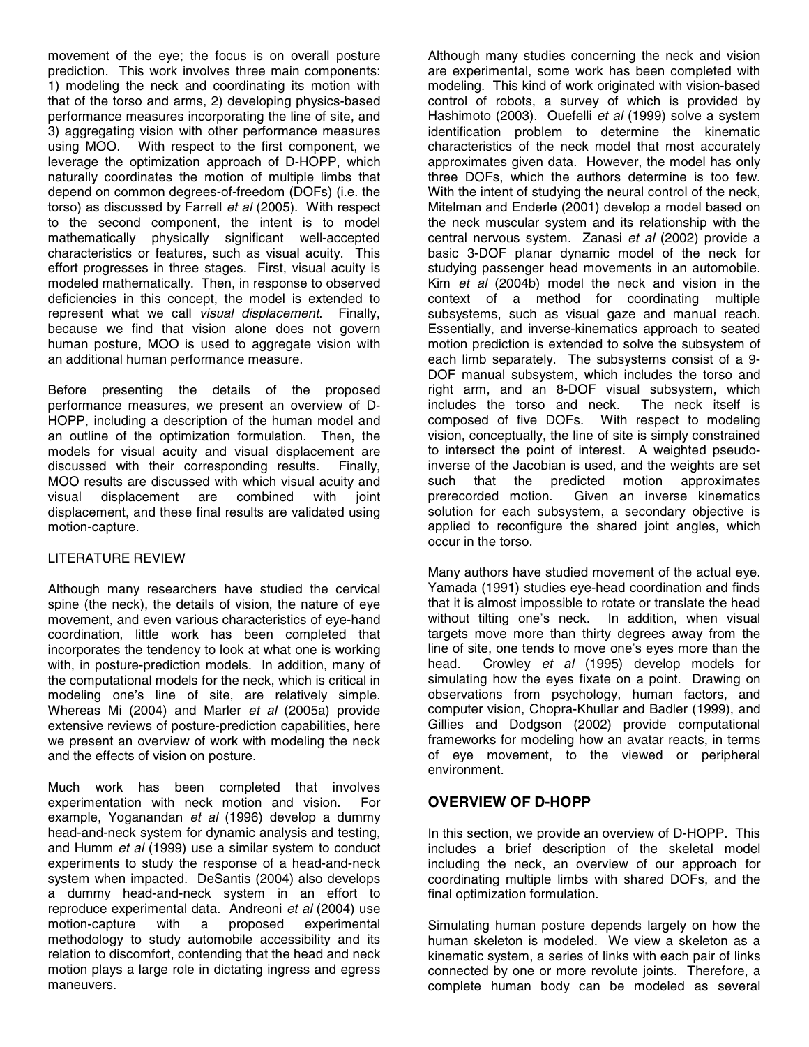movement of the eye; the focus is on overall posture prediction. This work involves three main components: 1) modeling the neck and coordinating its motion with that of the torso and arms, 2) developing physics-based performance measures incorporating the line of site, and 3) aggregating vision with other performance measures using MOO. With respect to the first component, we leverage the optimization approach of D-HOPP, which naturally coordinates the motion of multiple limbs that depend on common degrees-of-freedom (DOFs) (i.e. the torso) as discussed by Farrell *et al* (2005). With respect to the second component, the intent is to model mathematically physically significant well-accepted characteristics or features, such as visual acuity. This effort progresses in three stages. First, visual acuity is modeled mathematically. Then, in response to observed deficiencies in this concept, the model is extended to represent what we call *visual displacement*. Finally, because we find that vision alone does not govern human posture, MOO is used to aggregate vision with an additional human performance measure.

Before presenting the details of the proposed performance measures, we present an overview of D-HOPP, including a description of the human model and an outline of the optimization formulation. Then, the models for visual acuity and visual displacement are discussed with their corresponding results. Finally, MOO results are discussed with which visual acuity and visual displacement are combined with joint displacement, and these final results are validated using motion-capture.

## LITERATURE REVIEW

Although many researchers have studied the cervical spine (the neck), the details of vision, the nature of eye movement, and even various characteristics of eye-hand coordination, little work has been completed that incorporates the tendency to look at what one is working with, in posture-prediction models. In addition, many of the computational models for the neck, which is critical in modeling one's line of site, are relatively simple. Whereas Mi (2004) and Marler *et al* (2005a) provide extensive reviews of posture-prediction capabilities, here we present an overview of work with modeling the neck and the effects of vision on posture.

Much work has been completed that involves experimentation with neck motion and vision. For example, Yoganandan *et al* (1996) develop a dummy head-and-neck system for dynamic analysis and testing, and Humm *et al* (1999) use a similar system to conduct experiments to study the response of a head-and-neck system when impacted. DeSantis (2004) also develops a dummy head-and-neck system in an effort to reproduce experimental data. Andreoni *et al* (2004) use motion-capture with a proposed experimental methodology to study automobile accessibility and its relation to discomfort, contending that the head and neck motion plays a large role in dictating ingress and egress maneuvers.

Although many studies concerning the neck and vision are experimental, some work has been completed with modeling. This kind of work originated with vision-based control of robots, a survey of which is provided by Hashimoto (2003). Ouefelli *et al* (1999) solve a system identification problem to determine the kinematic characteristics of the neck model that most accurately approximates given data. However, the model has only three DOFs, which the authors determine is too few. With the intent of studying the neural control of the neck, Mitelman and Enderle (2001) develop a model based on the neck muscular system and its relationship with the central nervous system. Zanasi *et al* (2002) provide a basic 3-DOF planar dynamic model of the neck for studying passenger head movements in an automobile. Kim *et al* (2004b) model the neck and vision in the context of a method for coordinating multiple subsystems, such as visual gaze and manual reach. Essentially, and inverse-kinematics approach to seated motion prediction is extended to solve the subsystem of each limb separately. The subsystems consist of a 9-DOF manual subsystem, which includes the torso and right arm, and an 8-DOF visual subsystem, which includes the torso and neck. The neck itself is composed of five DOFs. With respect to modeling vision, conceptually, the line of site is simply constrained to intersect the point of interest. A weighted pseudo-inverse of the Jacobian is used, and the weights are set such that the predicted motion approximates prerecorded motion. Given an inverse kinematics solution for each subsystem, a secondary objective is applied to reconfigure the shared joint angles, which occur in the torso.

Many authors have studied movement of the actual eye. Yamada (1991) studies eye-head coordination and finds that it is almost impossible to rotate or translate the head without tilting one's neck. In addition, when visual targets move more than thirty degrees away from the line of site, one tends to move one's eyes more than the head. Crowley *et al* (1995) develop models for simulating how the eyes fixate on a point. Drawing on observations from psychology, human factors, and computer vision, Chopra-Khullar and Badler (1999), and Gillies and Dodgson (2002) provide computational frameworks for modeling how an avatar reacts, in terms of eye movement, to the viewed or peripheral environment.

## OVERVIEW OF D-HOPP

In this section, we provide an overview of D-HOPP. This includes a brief description of the skeletal model including the neck, an overview of our approach for coordinating multiple limbs with shared DOFs, and the final optimization formulation.

Simulating human posture depends largely on how the human skeleton is modeled. We view a skeleton as a kinematic system, a series of links with each pair of links connected by one or more revolute joints. Therefore, a complete human body can be modeled as several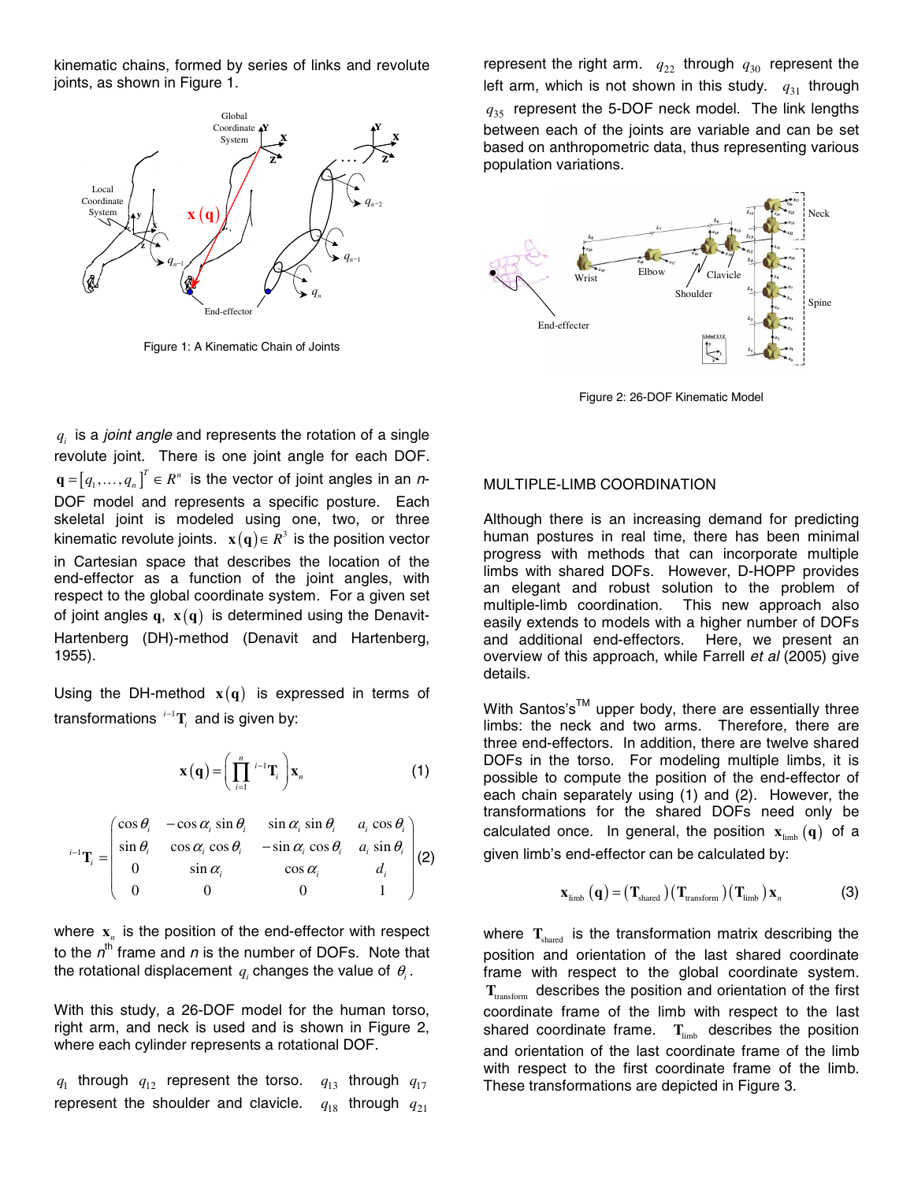kinematic chains, formed by series of links and revolute joints, as shown in Figure 1.

Figure 1: A Kinematic Chain of Joints

$q_i$ is a *joint angle* and represents the rotation of a single revolute joint. There is one joint angle for each DOF. $\mathbf{q} = [q_1, \ldots, q_n]^T \in R^n$ is the vector of joint angles in an *n*-DOF model and represents a specific posture. Each skeletal joint is modeled using one, two, or three kinematic revolute joints. $\mathbf{x}(\mathbf{q}) \in R^3$ is the position vector in Cartesian space that describes the location of the end-effector as a function of the joint angles, with respect to the global coordinate system. For a given set of joint angles $\mathbf{q}$, $\mathbf{x}(\mathbf{q})$ is determined using the Denavit-Hartenberg (DH)-method (Denavit and Hartenberg, 1955).

Using the DH-method $\mathbf{x}(\mathbf{q})$ is expressed in terms of transformations ${}^{i-1}\mathbf{T}_i$ and is given by:

$$\mathbf{x}(\mathbf{q}) = \left( \prod_{i=1}^{n} {}^{i-1}\mathbf{T}_i \right) \mathbf{x}_n \tag{1}$$

$${}^{i-1}\mathbf{T}_i = \begin{pmatrix} \cos\theta_i & -\cos\alpha_i \sin\theta_i & \sin\alpha_i \sin\theta_i & a_i \cos\theta_i \\ \sin\theta_i & \cos\alpha_i \cos\theta_i & -\sin\alpha_i \cos\theta_i & a_i \sin\theta_i \\ 0 & \sin\alpha_i & \cos\alpha_i & d_i \\ 0 & 0 & 0 & 1 \end{pmatrix} \tag{2}$$

where $\mathbf{x}_n$ is the position of the end-effector with respect to the $n^{\text{th}}$ frame and *n* is the number of DOFs. Note that the rotational displacement $q_i$ changes the value of $\theta_i$.

With this study, a 26-DOF model for the human torso, right arm, and neck is used and is shown in Figure 2, where each cylinder represents a rotational DOF.

$q_1$ through $q_{12}$ represent the torso. $q_{13}$ through $q_{17}$ represent the shoulder and clavicle. $q_{18}$ through $q_{21}$ represent the right arm. $q_{22}$ through $q_{30}$ represent the left arm, which is not shown in this study. $q_{31}$ through $q_{35}$ represent the 5-DOF neck model. The link lengths between each of the joints are variable and can be set based on anthropometric data, thus representing various population variations.

Figure 2: 26-DOF Kinematic Model

## MULTIPLE-LIMB COORDINATION

Although there is an increasing demand for predicting human postures in real time, there has been minimal progress with methods that can incorporate multiple limbs with shared DOFs. However, D-HOPP provides an elegant and robust solution to the problem of multiple-limb coordination. This new approach also easily extends to models with a higher number of DOFs and additional end-effectors. Here, we present an overview of this approach, while Farrell *et al* (2005) give details.

With Santos's™ upper body, there are essentially three limbs: the neck and two arms. Therefore, there are three end-effectors. In addition, there are twelve shared DOFs in the torso. For modeling multiple limbs, it is possible to compute the position of the end-effector of each chain separately using (1) and (2). However, the transformations for the shared DOFs need only be calculated once. In general, the position $\mathbf{x}_{\text{limb}}(\mathbf{q})$ of a given limb's end-effector can be calculated by:

$$\mathbf{x}_{\text{limb}}(\mathbf{q}) = (\mathbf{T}_{\text{shared}})(\mathbf{T}_{\text{transform}})(\mathbf{T}_{\text{limb}})\mathbf{x}_n \tag{3}$$

where $\mathbf{T}_{\text{shared}}$ is the transformation matrix describing the position and orientation of the last shared coordinate frame with respect to the global coordinate system. $\mathbf{T}_{\text{transform}}$ describes the position and orientation of the first coordinate frame of the limb with respect to the last shared coordinate frame. $\mathbf{T}_{\text{limb}}$ describes the position and orientation of the last coordinate frame of the limb with respect to the first coordinate frame of the limb. These transformations are depicted in Figure 3.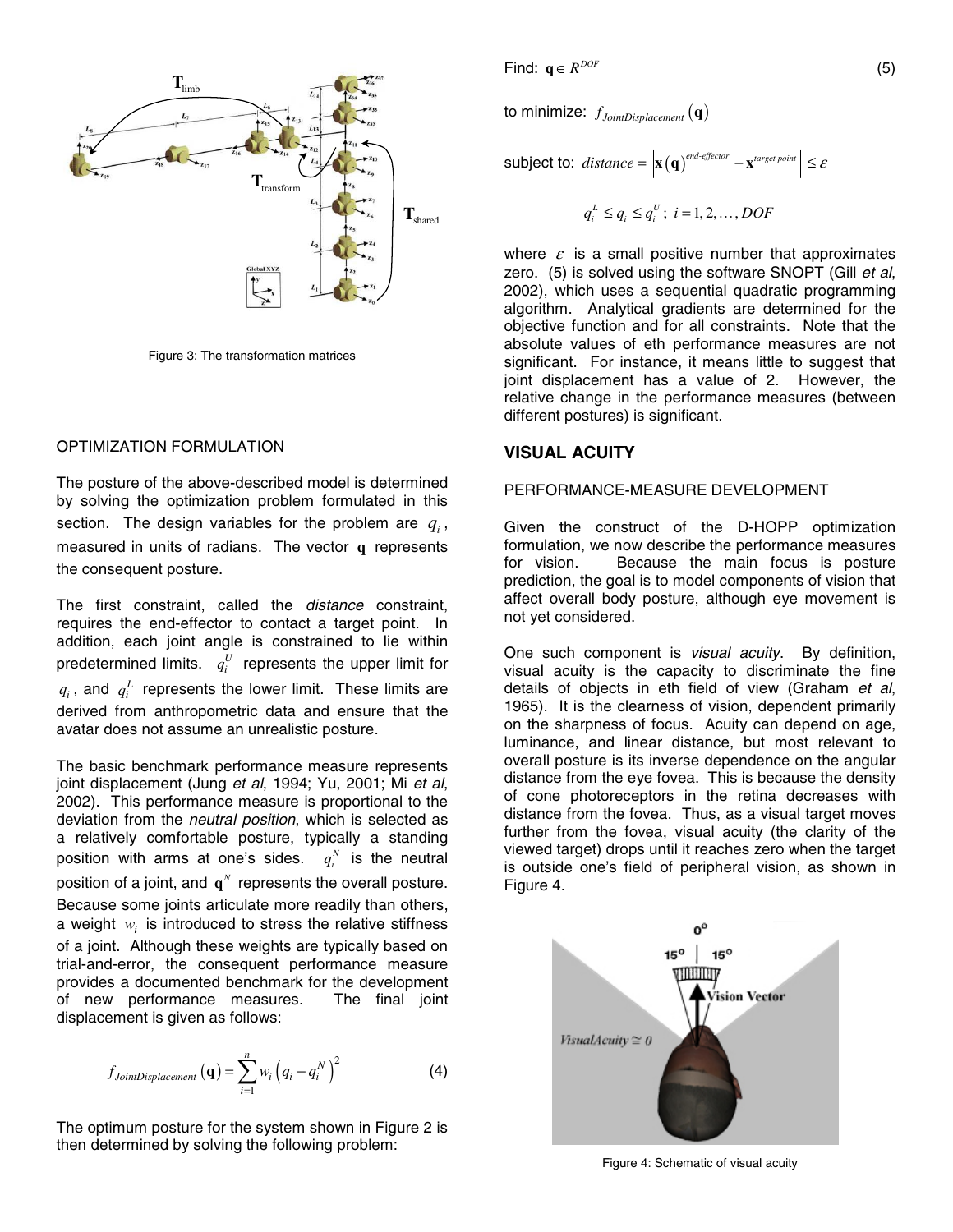Figure 3: The transformation matrices

OPTIMIZATION FORMULATION

The posture of the above-described model is determined by solving the optimization problem formulated in this section. The design variables for the problem are $q_i$, measured in units of radians. The vector $\mathbf{q}$ represents the consequent posture.

The first constraint, called the *distance* constraint, requires the end-effector to contact a target point. In addition, each joint angle is constrained to lie within predetermined limits. $q_i^U$ represents the upper limit for $q_i$, and $q_i^L$ represents the lower limit. These limits are derived from anthropometric data and ensure that the avatar does not assume an unrealistic posture.

The basic benchmark performance measure represents joint displacement (Jung *et al*, 1994; Yu, 2001; Mi *et al*, 2002). This performance measure is proportional to the deviation from the *neutral position*, which is selected as a relatively comfortable posture, typically a standing position with arms at one's sides. $q_i^N$ is the neutral position of a joint, and $\mathbf{q}^N$ represents the overall posture. Because some joints articulate more readily than others, a weight $w_i$ is introduced to stress the relative stiffness of a joint. Although these weights are typically based on trial-and-error, the consequent performance measure provides a documented benchmark for the development of new performance measures. The final joint displacement is given as follows:

$$f_{JointDisplacement}(\mathbf{q}) = \sum_{i=1}^{n} w_i \left(q_i - q_i^N\right)^2 \tag{4}$$

The optimum posture for the system shown in Figure 2 is then determined by solving the following problem:

$$\text{Find: } \mathbf{q} \in R^{DOF} \tag{5}$$

$$\text{to minimize: } f_{JointDisplacement}(\mathbf{q})$$

$$\text{subject to: } distance = \left\| \mathbf{x}(\mathbf{q})^{end\text{-}effector} - \mathbf{x}^{target\ point} \right\| \le \varepsilon$$

$$q_i^L \le q_i \le q_i^U;\ i = 1, 2, \ldots, DOF$$

where $\varepsilon$ is a small positive number that approximates zero. (5) is solved using the software SNOPT (Gill *et al*, 2002), which uses a sequential quadratic programming algorithm. Analytical gradients are determined for the objective function and for all constraints. Note that the absolute values of eth performance measures are not significant. For instance, it means little to suggest that joint displacement has a value of 2. However, the relative change in the performance measures (between different postures) is significant.

## VISUAL ACUITY

PERFORMANCE-MEASURE DEVELOPMENT

Given the construct of the D-HOPP optimization formulation, we now describe the performance measures for vision. Because the main focus is posture prediction, the goal is to model components of vision that affect overall body posture, although eye movement is not yet considered.

One such component is *visual acuity*. By definition, visual acuity is the capacity to discriminate the fine details of objects in eth field of view (Graham *et al*, 1965). It is the clearness of vision, dependent primarily on the sharpness of focus. Acuity can depend on age, luminance, and linear distance, but most relevant to overall posture is its inverse dependence on the angular distance from the eye fovea. This is because the density of cone photoreceptors in the retina decreases with distance from the fovea. Thus, as a visual target moves further from the fovea, visual acuity (the clarity of the viewed target) drops until it reaches zero when the target is outside one's field of peripheral vision, as shown in Figure 4.

Figure 4: Schematic of visual acuity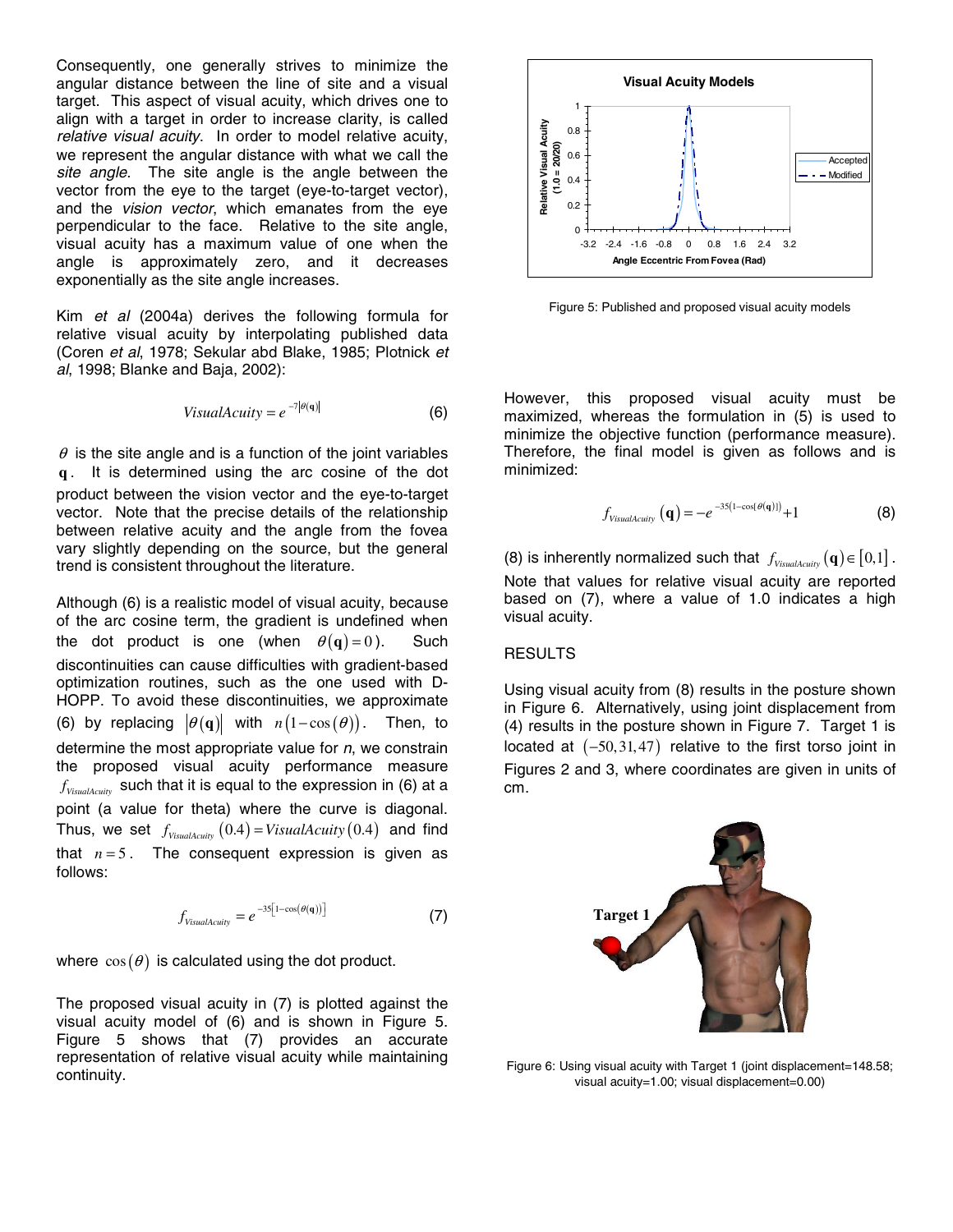Consequently, one generally strives to minimize the angular distance between the line of site and a visual target. This aspect of visual acuity, which drives one to align with a target in order to increase clarity, is called *relative visual acuity*. In order to model relative acuity, we represent the angular distance with what we call the *site angle*. The site angle is the angle between the vector from the eye to the target (eye-to-target vector), and the *vision vector*, which emanates from the eye perpendicular to the face. Relative to the site angle, visual acuity has a maximum value of one when the angle is approximately zero, and it decreases exponentially as the site angle increases.

Kim *et al* (2004a) derives the following formula for relative visual acuity by interpolating published data (Coren *et al*, 1978; Sekular abd Blake, 1985; Plotnick *et al*, 1998; Blanke and Baja, 2002):

$$VisualAcuity = e^{-7|\theta(\mathbf{q})|} \tag{6}$$

$\theta$ is the site angle and is a function of the joint variables $\mathbf{q}$. It is determined using the arc cosine of the dot product between the vision vector and the eye-to-target vector. Note that the precise details of the relationship between relative acuity and the angle from the fovea vary slightly depending on the source, but the general trend is consistent throughout the literature.

Although (6) is a realistic model of visual acuity, because of the arc cosine term, the gradient is undefined when the dot product is one (when $\theta(\mathbf{q}) = 0$). Such discontinuities can cause difficulties with gradient-based optimization routines, such as the one used with D-HOPP. To avoid these discontinuities, we approximate (6) by replacing $|\theta(\mathbf{q})|$ with $n(1-\cos(\theta))$. Then, to determine the most appropriate value for *n*, we constrain the proposed visual acuity performance measure $f_{VisualAcuity}$ such that it is equal to the expression in (6) at a point (a value for theta) where the curve is diagonal. Thus, we set $f_{VisualAcuity}(0.4) = VisualAcuity(0.4)$ and find that $n = 5$. The consequent expression is given as follows:

$$f_{VisualAcuity} = e^{-35[1-\cos(\theta(\mathbf{q}))]} \tag{7}$$

where $\cos(\theta)$ is calculated using the dot product.

The proposed visual acuity in (7) is plotted against the visual acuity model of (6) and is shown in Figure 5. Figure 5 shows that (7) provides an accurate representation of relative visual acuity while maintaining continuity.

Figure 5: Published and proposed visual acuity models

However, this proposed visual acuity must be maximized, whereas the formulation in (5) is used to minimize the objective function (performance measure). Therefore, the final model is given as follows and is minimized:

$$f_{VisualAcuity}(\mathbf{q}) = -e^{-35(1-\cos[\theta(\mathbf{q})])} + 1 \tag{8}$$

(8) is inherently normalized such that $f_{VisualAcuity}(\mathbf{q}) \in [0,1]$. Note that values for relative visual acuity are reported based on (7), where a value of 1.0 indicates a high visual acuity.

## RESULTS

Using visual acuity from (8) results in the posture shown in Figure 6. Alternatively, using joint displacement from (4) results in the posture shown in Figure 7. Target 1 is located at $(-50, 31, 47)$ relative to the first torso joint in Figures 2 and 3, where coordinates are given in units of cm.

Figure 6: Using visual acuity with Target 1 (joint displacement=148.58; visual acuity=1.00; visual displacement=0.00)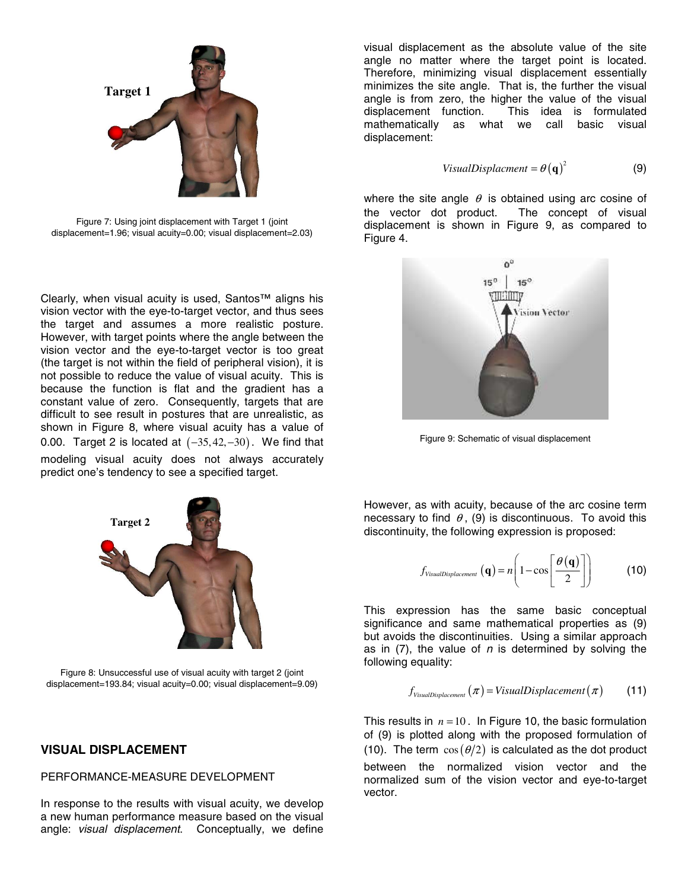Figure 7: Using joint displacement with Target 1 (joint displacement=1.96; visual acuity=0.00; visual displacement=2.03)

Clearly, when visual acuity is used, Santos™ aligns his vision vector with the eye-to-target vector, and thus sees the target and assumes a more realistic posture. However, with target points where the angle between the vision vector and the eye-to-target vector is too great (the target is not within the field of peripheral vision), it is not possible to reduce the value of visual acuity. This is because the function is flat and the gradient has a constant value of zero. Consequently, targets that are difficult to see result in postures that are unrealistic, as shown in Figure 8, where visual acuity has a value of 0.00. Target 2 is located at $(-35, 42, -30)$. We find that modeling visual acuity does not always accurately predict one's tendency to see a specified target.

Figure 8: Unsuccessful use of visual acuity with target 2 (joint displacement=193.84; visual acuity=0.00; visual displacement=9.09)

## VISUAL DISPLACEMENT

### PERFORMANCE-MEASURE DEVELOPMENT

In response to the results with visual acuity, we develop a new human performance measure based on the visual angle: *visual displacement*. Conceptually, we define visual displacement as the absolute value of the site angle no matter where the target point is located. Therefore, minimizing visual displacement essentially minimizes the site angle. That is, the further the visual angle is from zero, the higher the value of the visual displacement function. This idea is formulated mathematically as what we call basic visual displacement:

$$VisualDisplacment = \theta(\mathbf{q})^2 \tag{9}$$

where the site angle $\theta$ is obtained using arc cosine of the vector dot product. The concept of visual displacement is shown in Figure 9, as compared to Figure 4.

Figure 9: Schematic of visual displacement

However, as with acuity, because of the arc cosine term necessary to find $\theta$, (9) is discontinuous. To avoid this discontinuity, the following expression is proposed:

$$f_{VisualDisplacement}(\mathbf{q}) = n\left(1 - \cos\left[\frac{\theta(\mathbf{q})}{2}\right]\right) \tag{10}$$

This expression has the same basic conceptual significance and same mathematical properties as (9) but avoids the discontinuities. Using a similar approach as in (7), the value of $n$ is determined by solving the following equality:

$$f_{VisualDisplacement}(\pi) = VisualDisplacement(\pi) \tag{11}$$

This results in $n = 10$. In Figure 10, the basic formulation of (9) is plotted along with the proposed formulation of (10). The term $\cos(\theta/2)$ is calculated as the dot product between the normalized vision vector and the normalized sum of the vision vector and eye-to-target vector.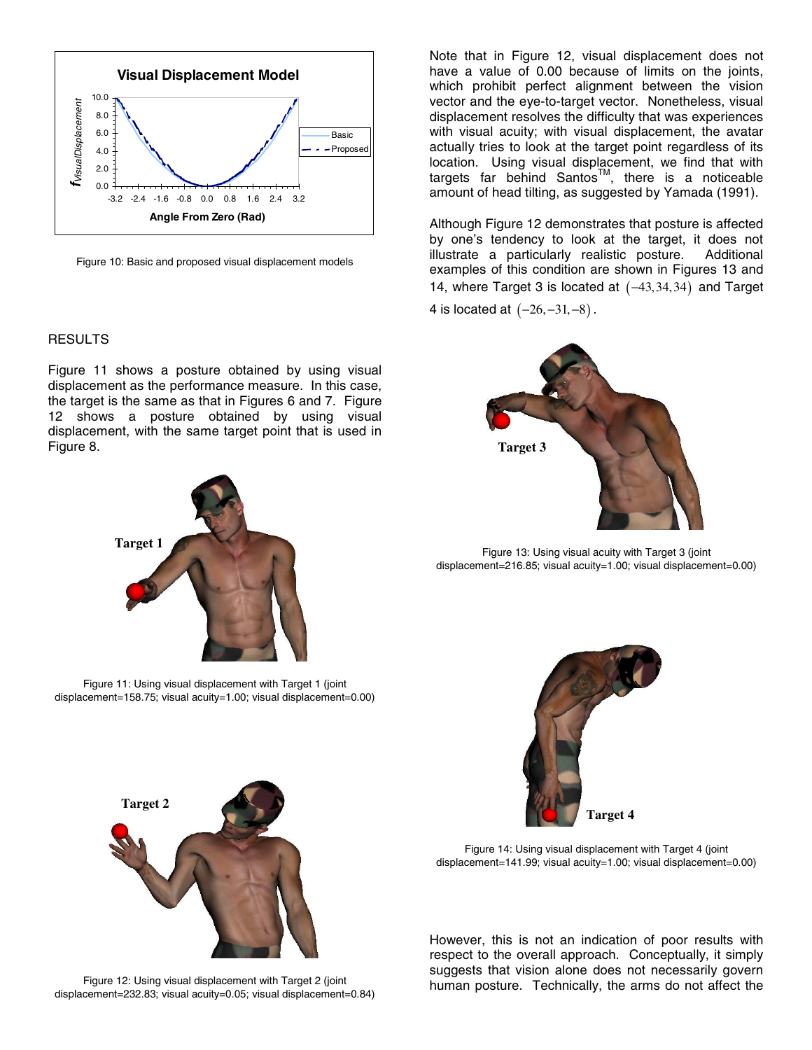Figure 10: Basic and proposed visual displacement models

## RESULTS

Figure 11 shows a posture obtained by using visual displacement as the performance measure. In this case, the target is the same as that in Figures 6 and 7. Figure 12 shows a posture obtained by using visual displacement, with the same target point that is used in Figure 8.

Figure 11: Using visual displacement with Target 1 (joint displacement=158.75; visual acuity=1.00; visual displacement=0.00)

Figure 12: Using visual displacement with Target 2 (joint displacement=232.83; visual acuity=0.05; visual displacement=0.84)

Note that in Figure 12, visual displacement does not have a value of 0.00 because of limits on the joints, which prohibit perfect alignment between the vision vector and the eye-to-target vector. Nonetheless, visual displacement resolves the difficulty that was experienced with visual acuity; with visual displacement, the avatar actually tries to look at the target point regardless of its location. Using visual displacement, we find that with targets far behind Santos™, there is a noticeable amount of head tilting, as suggested by Yamada (1991).

Although Figure 12 demonstrates that posture is affected by one's tendency to look at the target, it does not illustrate a particularly realistic posture. Additional examples of this condition are shown in Figures 13 and 14, where Target 3 is located at $(-43, 34, 34)$ and Target 4 is located at $(-26, -31, -8)$.

Figure 13: Using visual acuity with Target 3 (joint displacement=216.85; visual acuity=1.00; visual displacement=0.00)

Figure 14: Using visual displacement with Target 4 (joint displacement=141.99; visual acuity=1.00; visual displacement=0.00)

However, this is not an indication of poor results with respect to the overall approach. Conceptually, it simply suggests that vision alone does not necessarily govern human posture. Technically, the arms do not affect the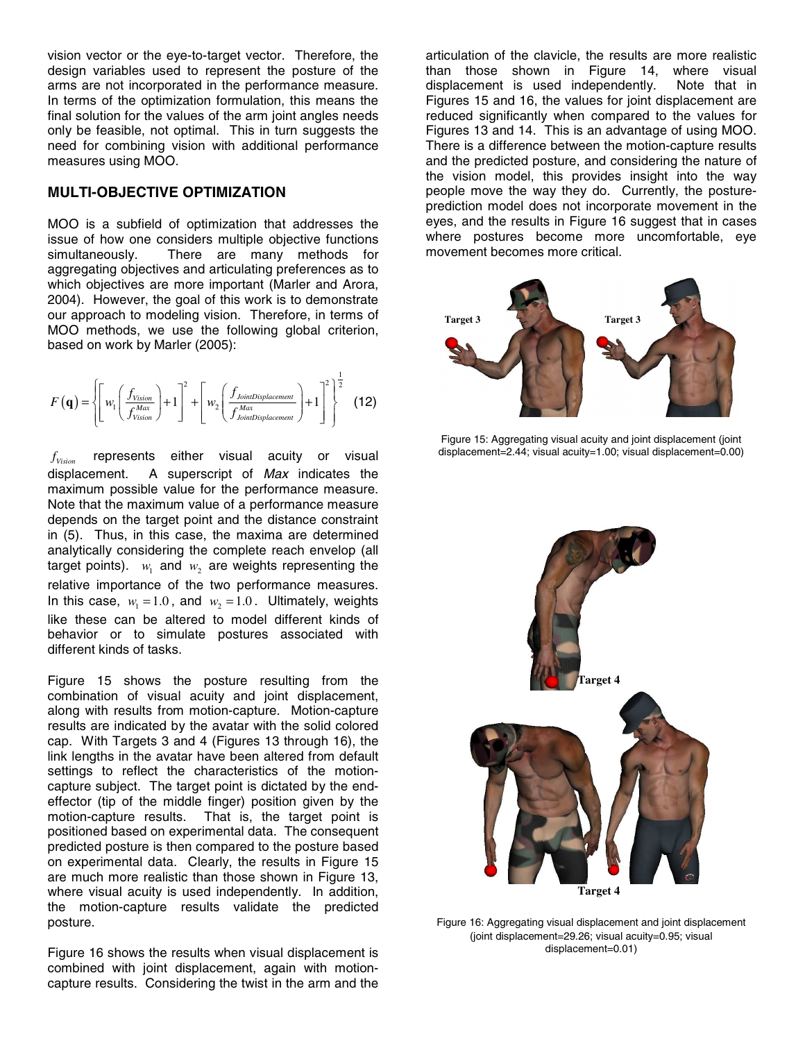vision vector or the eye-to-target vector. Therefore, the design variables used to represent the posture of the arms are not incorporated in the performance measure. In terms of the optimization formulation, this means the final solution for the values of the arm joint angles needs only be feasible, not optimal. This in turn suggests the need for combining vision with additional performance measures using MOO.

## MULTI-OBJECTIVE OPTIMIZATION

MOO is a subfield of optimization that addresses the issue of how one considers multiple objective functions simultaneously. There are many methods for aggregating objectives and articulating preferences as to which objectives are more important (Marler and Arora, 2004). However, the goal of this work is to demonstrate our approach to modeling vision. Therefore, in terms of MOO methods, we use the following global criterion, based on work by Marler (2005):

$$F(\mathbf{q}) = \left\{ \left[ w_1 \left( \frac{f_{Vision}}{f_{Vision}^{Max}} \right) + 1 \right]^2 + \left[ w_2 \left( \frac{f_{JointDisplacement}}{f_{JointDisplacement}^{Max}} \right) + 1 \right]^2 \right\}^{\frac{1}{2}} \quad (12)$$

$f_{Vision}$ represents either visual acuity or visual displacement. A superscript of *Max* indicates the maximum possible value for the performance measure. Note that the maximum value of a performance measure depends on the target point and the distance constraint in (5). Thus, in this case, the maxima are determined analytically considering the complete reach envelop (all target points). $w_1$ and $w_2$ are weights representing the relative importance of the two performance measures. In this case, $w_1 = 1.0$, and $w_2 = 1.0$. Ultimately, weights like these can be altered to model different kinds of behavior or to simulate postures associated with different kinds of tasks.

Figure 15 shows the posture resulting from the combination of visual acuity and joint displacement, along with results from motion-capture. Motion-capture results are indicated by the avatar with the solid colored cap. With Targets 3 and 4 (Figures 13 through 16), the link lengths in the avatar have been altered from default settings to reflect the characteristics of the motion-capture subject. The target point is dictated by the end-effector (tip of the middle finger) position given by the motion-capture results. That is, the target point is positioned based on experimental data. The consequent predicted posture is then compared to the posture based on experimental data. Clearly, the results in Figure 15 are much more realistic than those shown in Figure 13, where visual acuity is used independently. In addition, the motion-capture results validate the predicted posture.

Figure 16 shows the results when visual displacement is combined with joint displacement, again with motion-capture results. Considering the twist in the arm and the articulation of the clavicle, the results are more realistic than those shown in Figure 14, where visual displacement is used independently. Note that in Figures 15 and 16, the values for joint displacement are reduced significantly when compared to the values for Figures 13 and 14. This is an advantage of using MOO. There is a difference between the motion-capture results and the predicted posture, and considering the nature of the vision model, this provides insight into the way people move the way they do. Currently, the posture-prediction model does not incorporate movement in the eyes, and the results in Figure 16 suggest that in cases where postures become more uncomfortable, eye movement becomes more critical.

Figure 15: Aggregating visual acuity and joint displacement (joint displacement=2.44; visual acuity=1.00; visual displacement=0.00)

Figure 16: Aggregating visual displacement and joint displacement (joint displacement=29.26; visual acuity=0.95; visual displacement=0.01)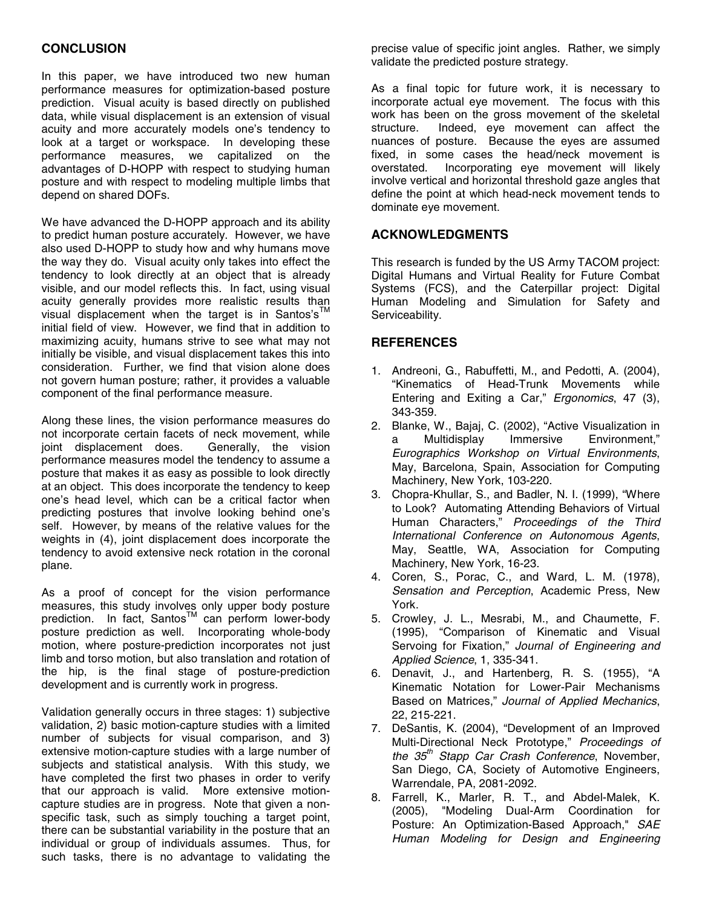## CONCLUSION

In this paper, we have introduced two new human performance measures for optimization-based posture prediction. Visual acuity is based directly on published data, while visual displacement is an extension of visual acuity and more accurately models one's tendency to look at a target or workspace. In developing these performance measures, we capitalized on the advantages of D-HOPP with respect to studying human posture and with respect to modeling multiple limbs that depend on shared DOFs.

We have advanced the D-HOPP approach and its ability to predict human posture accurately. However, we have also used D-HOPP to study how and why humans move the way they do. Visual acuity only takes into effect the tendency to look directly at an object that is already visible, and our model reflects this. In fact, using visual acuity generally provides more realistic results than visual displacement when the target is in Santos's™ initial field of view. However, we find that in addition to maximizing acuity, humans strive to see what may not initially be visible, and visual displacement takes this into consideration. Further, we find that vision alone does not govern human posture; rather, it provides a valuable component of the final performance measure.

Along these lines, the vision performance measures do not incorporate certain facets of neck movement, while joint displacement does. Generally, the vision performance measures model the tendency to assume a posture that makes it as easy as possible to look directly at an object. This does incorporate the tendency to keep one's head level, which can be a critical factor when predicting postures that involve looking behind one's self. However, by means of the relative values for the weights in (4), joint displacement does incorporate the tendency to avoid extensive neck rotation in the coronal plane.

As a proof of concept for the vision performance measures, this study involves only upper body posture prediction. In fact, Santos™ can perform lower-body posture prediction as well. Incorporating whole-body motion, where posture-prediction incorporates not just limb and torso motion, but also translation and rotation of the hip, is the final stage of posture-prediction development and is currently work in progress.

Validation generally occurs in three stages: 1) subjective validation, 2) basic motion-capture studies with a limited number of subjects for visual comparison, and 3) extensive motion-capture studies with a large number of subjects and statistical analysis. With this study, we have completed the first two phases in order to verify that our approach is valid. More extensive motion-capture studies are in progress. Note that given a non-specific task, such as simply touching a target point, there can be substantial variability in the posture that an individual or group of individuals assumes. Thus, for such tasks, there is no advantage to validating the precise value of specific joint angles. Rather, we simply validate the predicted posture strategy.

As a final topic for future work, it is necessary to incorporate actual eye movement. The focus with this work has been on the gross movement of the skeletal structure. Indeed, eye movement can affect the nuances of posture. Because the eyes are assumed fixed, in some cases the head/neck movement is overstated. Incorporating eye movement will likely involve vertical and horizontal threshold gaze angles that define the point at which head-neck movement tends to dominate eye movement.

## ACKNOWLEDGMENTS

This research is funded by the US Army TACOM project: Digital Humans and Virtual Reality for Future Combat Systems (FCS), and the Caterpillar project: Digital Human Modeling and Simulation for Safety and Serviceability.

## REFERENCES

1. Andreoni, G., Rabuffetti, M., and Pedotti, A. (2004), "Kinematics of Head-Trunk Movements while Entering and Exiting a Car," *Ergonomics*, 47 (3), 343-359.
2. Blanke, W., Bajaj, C. (2002), "Active Visualization in a Multidisplay Immersive Environment," *Eurographics Workshop on Virtual Environments*, May, Barcelona, Spain, Association for Computing Machinery, New York, 103-220.
3. Chopra-Khullar, S., and Badler, N. I. (1999), "Where to Look? Automating Attending Behaviors of Virtual Human Characters," *Proceedings of the Third International Conference on Autonomous Agents*, May, Seattle, WA, Association for Computing Machinery, New York, 16-23.
4. Coren, S., Porac, C., and Ward, L. M. (1978), *Sensation and Perception*, Academic Press, New York.
5. Crowley, J. L., Mesrabi, M., and Chaumette, F. (1995), "Comparison of Kinematic and Visual Servoing for Fixation," *Journal of Engineering and Applied Science*, 1, 335-341.
6. Denavit, J., and Hartenberg, R. S. (1955), "A Kinematic Notation for Lower-Pair Mechanisms Based on Matrices," *Journal of Applied Mechanics*, 22, 215-221.
7. DeSantis, K. (2004), "Development of an Improved Multi-Directional Neck Prototype," *Proceedings of the 35th Stapp Car Crash Conference*, November, San Diego, CA, Society of Automotive Engineers, Warrendale, PA, 2081-2092.
8. Farrell, K., Marler, R. T., and Abdel-Malek, K. (2005), "Modeling Dual-Arm Coordination for Posture: An Optimization-Based Approach," *SAE Human Modeling for Design and Engineering*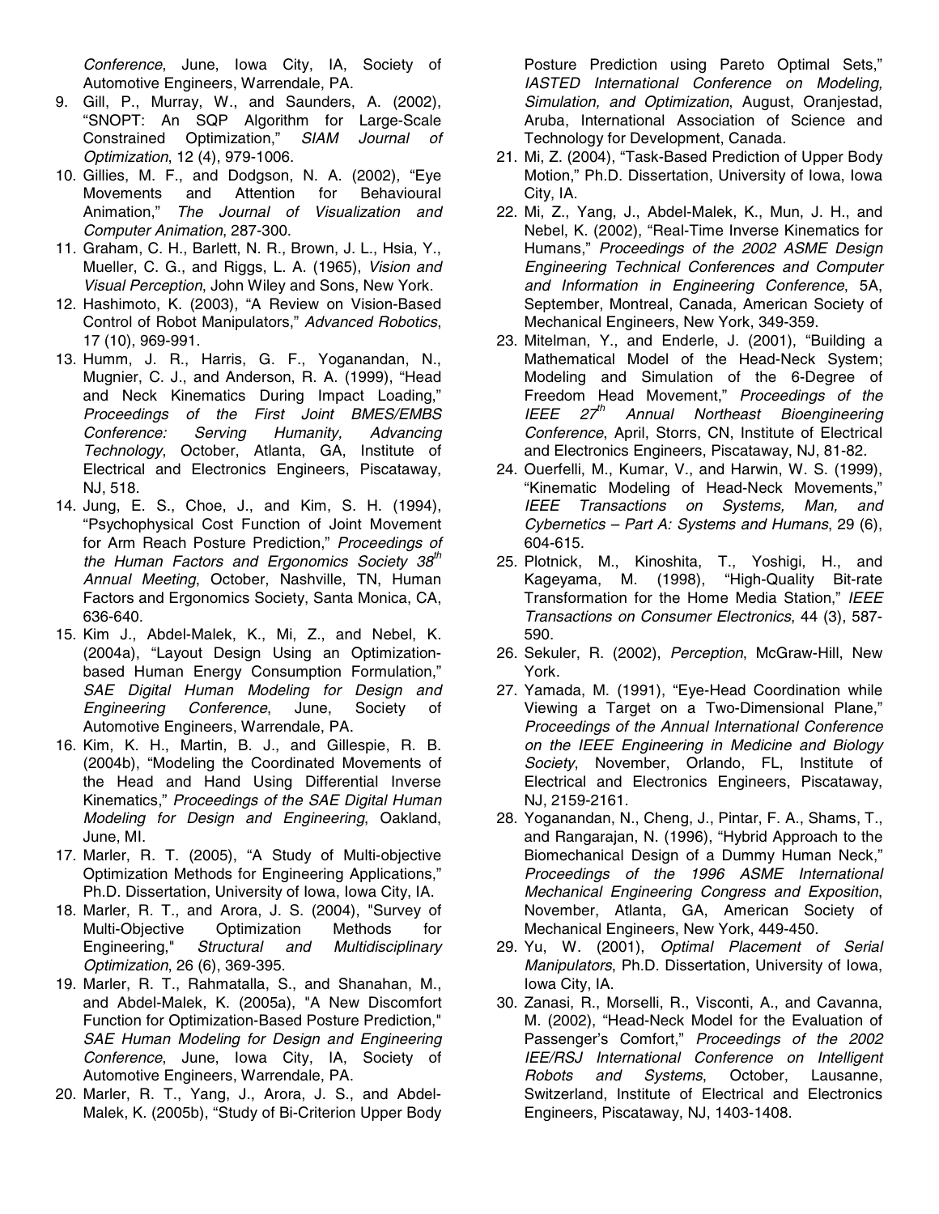*Conference*, June, Iowa City, IA, Society of Automotive Engineers, Warrendale, PA.

9. Gill, P., Murray, W., and Saunders, A. (2002), "SNOPT: An SQP Algorithm for Large-Scale Constrained Optimization," *SIAM Journal of Optimization*, 12 (4), 979-1006.
10. Gillies, M. F., and Dodgson, N. A. (2002), "Eye Movements and Attention for Behavioural Animation," *The Journal of Visualization and Computer Animation*, 287-300.
11. Graham, C. H., Barlett, N. R., Brown, J. L., Hsia, Y., Mueller, C. G., and Riggs, L. A. (1965), *Vision and Visual Perception*, John Wiley and Sons, New York.
12. Hashimoto, K. (2003), "A Review on Vision-Based Control of Robot Manipulators," *Advanced Robotics*, 17 (10), 969-991.
13. Humm, J. R., Harris, G. F., Yoganandan, N., Mugnier, C. J., and Anderson, R. A. (1999), "Head and Neck Kinematics During Impact Loading," *Proceedings of the First Joint BMES/EMBS Conference: Serving Humanity, Advancing Technology*, October, Atlanta, GA, Institute of Electrical and Electronics Engineers, Piscataway, NJ, 518.
14. Jung, E. S., Choe, J., and Kim, S. H. (1994), "Psychophysical Cost Function of Joint Movement for Arm Reach Posture Prediction," *Proceedings of the Human Factors and Ergonomics Society 38th Annual Meeting*, October, Nashville, TN, Human Factors and Ergonomics Society, Santa Monica, CA, 636-640.
15. Kim J., Abdel-Malek, K., Mi, Z., and Nebel, K. (2004a), "Layout Design Using an Optimization-based Human Energy Consumption Formulation," *SAE Digital Human Modeling for Design and Engineering Conference*, June, Society of Automotive Engineers, Warrendale, PA.
16. Kim, K. H., Martin, B. J., and Gillespie, R. B. (2004b), "Modeling the Coordinated Movements of the Head and Hand Using Differential Inverse Kinematics," *Proceedings of the SAE Digital Human Modeling for Design and Engineering*, Oakland, June, MI.
17. Marler, R. T. (2005), "A Study of Multi-objective Optimization Methods for Engineering Applications," Ph.D. Dissertation, University of Iowa, Iowa City, IA.
18. Marler, R. T., and Arora, J. S. (2004), "Survey of Multi-Objective Optimization Methods for Engineering," *Structural and Multidisciplinary Optimization*, 26 (6), 369-395.
19. Marler, R. T., Rahmatalla, S., and Shanahan, M., and Abdel-Malek, K. (2005a), "A New Discomfort Function for Optimization-Based Posture Prediction," *SAE Human Modeling for Design and Engineering Conference*, June, Iowa City, IA, Society of Automotive Engineers, Warrendale, PA.
20. Marler, R. T., Yang, J., Arora, J. S., and Abdel-Malek, K. (2005b), "Study of Bi-Criterion Upper Body Posture Prediction using Pareto Optimal Sets," *IASTED International Conference on Modeling, Simulation, and Optimization*, August, Oranjestad, Aruba, International Association of Science and Technology for Development, Canada.
21. Mi, Z. (2004), "Task-Based Prediction of Upper Body Motion," Ph.D. Dissertation, University of Iowa, Iowa City, IA.
22. Mi, Z., Yang, J., Abdel-Malek, K., Mun, J. H., and Nebel, K. (2002), "Real-Time Inverse Kinematics for Humans," *Proceedings of the 2002 ASME Design Engineering Technical Conferences and Computer and Information in Engineering Conference*, 5A, September, Montreal, Canada, American Society of Mechanical Engineers, New York, 349-359.
23. Mitelman, Y., and Enderle, J. (2001), "Building a Mathematical Model of the Head-Neck System; Modeling and Simulation of the 6-Degree of Freedom Head Movement," *Proceedings of the IEEE 27th Annual Northeast Bioengineering Conference*, April, Storrs, CN, Institute of Electrical and Electronics Engineers, Piscataway, NJ, 81-82.
24. Ouerfelli, M., Kumar, V., and Harwin, W. S. (1999), "Kinematic Modeling of Head-Neck Movements," *IEEE Transactions on Systems, Man, and Cybernetics – Part A: Systems and Humans*, 29 (6), 604-615.
25. Plotnick, M., Kinoshita, T., Yoshigi, H., and Kageyama, M. (1998), "High-Quality Bit-rate Transformation for the Home Media Station," *IEEE Transactions on Consumer Electronics*, 44 (3), 587-590.
26. Sekuler, R. (2002), *Perception*, McGraw-Hill, New York.
27. Yamada, M. (1991), "Eye-Head Coordination while Viewing a Target on a Two-Dimensional Plane," *Proceedings of the Annual International Conference on the IEEE Engineering in Medicine and Biology Society*, November, Orlando, FL, Institute of Electrical and Electronics Engineers, Piscataway, NJ, 2159-2161.
28. Yoganandan, N., Cheng, J., Pintar, F. A., Shams, T., and Rangarajan, N. (1996), "Hybrid Approach to the Biomechanical Design of a Dummy Human Neck," *Proceedings of the 1996 ASME International Mechanical Engineering Congress and Exposition*, November, Atlanta, GA, American Society of Mechanical Engineers, New York, 449-450.
29. Yu, W. (2001), *Optimal Placement of Serial Manipulators*, Ph.D. Dissertation, University of Iowa, Iowa City, IA.
30. Zanasi, R., Morselli, R., Visconti, A., and Cavanna, M. (2002), "Head-Neck Model for the Evaluation of Passenger's Comfort," *Proceedings of the 2002 IEE/RSJ International Conference on Intelligent Robots and Systems*, October, Lausanne, Switzerland, Institute of Electrical and Electronics Engineers, Piscataway, NJ, 1403-1408.